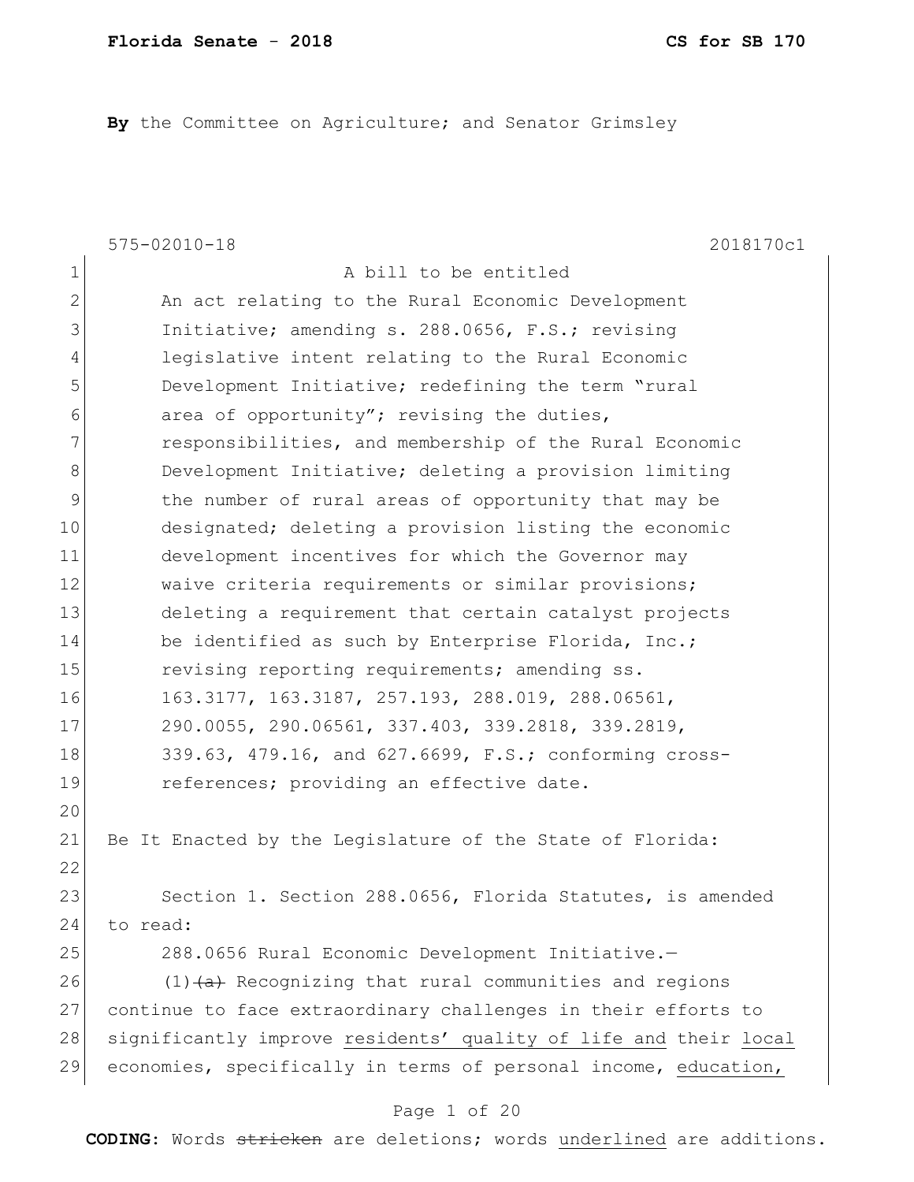**Florida Senate - 2018** **CS for SB 170**

**By** the Committee on Agriculture; and Senator Grimsley

575-02010-18 2018170c1

1 A bill to be entitled
2 An act relating to the Rural Economic Development
3 Initiative; amending s. 288.0656, F.S.; revising
4 legislative intent relating to the Rural Economic
5 Development Initiative; redefining the term "rural
6 area of opportunity"; revising the duties,
7 responsibilities, and membership of the Rural Economic
8 Development Initiative; deleting a provision limiting
9 the number of rural areas of opportunity that may be
10 designated; deleting a provision listing the economic
11 development incentives for which the Governor may
12 waive criteria requirements or similar provisions;
13 deleting a requirement that certain catalyst projects
14 be identified as such by Enterprise Florida, Inc.;
15 revising reporting requirements; amending ss.
16 163.3177, 163.3187, 257.193, 288.019, 288.06561,
17 290.0055, 290.06561, 337.403, 339.2818, 339.2819,
18 339.63, 479.16, and 627.6699, F.S.; conforming cross-
19 references; providing an effective date.
20
21 Be It Enacted by the Legislature of the State of Florida:
22
23 Section 1. Section 288.0656, Florida Statutes, is amended
24 to read:
25 288.0656 Rural Economic Development Initiative.—
26 (1) ~~(a)~~ Recognizing that rural communities and regions
27 continue to face extraordinary challenges in their efforts to
28 significantly improve <u>residents' quality of life and</u> their <u>local</u>
29 economies, specifically in terms of personal income, <u>education,</u>

**CODING:** Words ~~stricken~~ are deletions; words <u>underlined</u> are additions.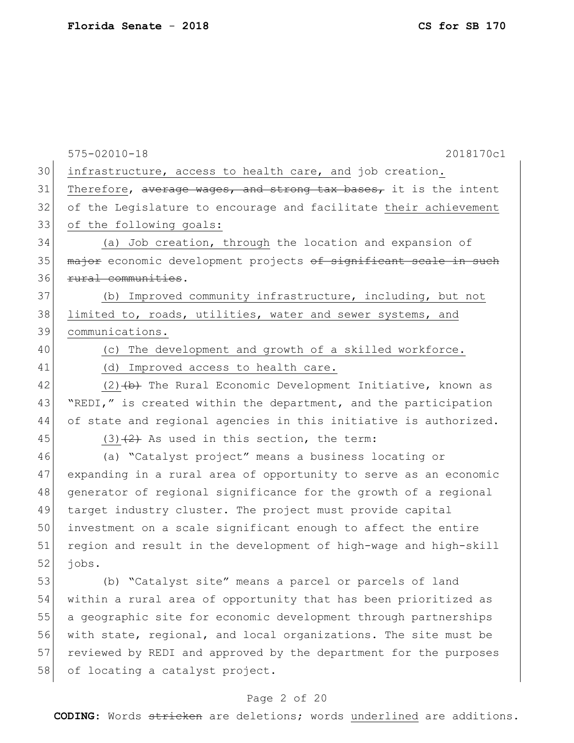infrastructure, access to health care, and job creation. Therefore, ~~average wages, and strong tax bases,~~ it is the intent of the Legislature to encourage and facilitate their achievement of the following goals:

(a) Job creation, through the location and expansion of ~~major~~ economic development projects ~~of significant scale in such rural communities~~.

(b) Improved community infrastructure, including, but not limited to, roads, utilities, water and sewer systems, and communications.

(c) The development and growth of a skilled workforce.

(d) Improved access to health care.

(2)~~(b)~~ The Rural Economic Development Initiative, known as "REDI," is created within the department, and the participation of state and regional agencies in this initiative is authorized.

(3)~~(2)~~ As used in this section, the term:

(a) "Catalyst project" means a business locating or expanding in a rural area of opportunity to serve as an economic generator of regional significance for the growth of a regional target industry cluster. The project must provide capital investment on a scale significant enough to affect the entire region and result in the development of high-wage and high-skill jobs.

(b) "Catalyst site" means a parcel or parcels of land within a rural area of opportunity that has been prioritized as a geographic site for economic development through partnerships with state, regional, and local organizations. The site must be reviewed by REDI and approved by the department for the purposes of locating a catalyst project.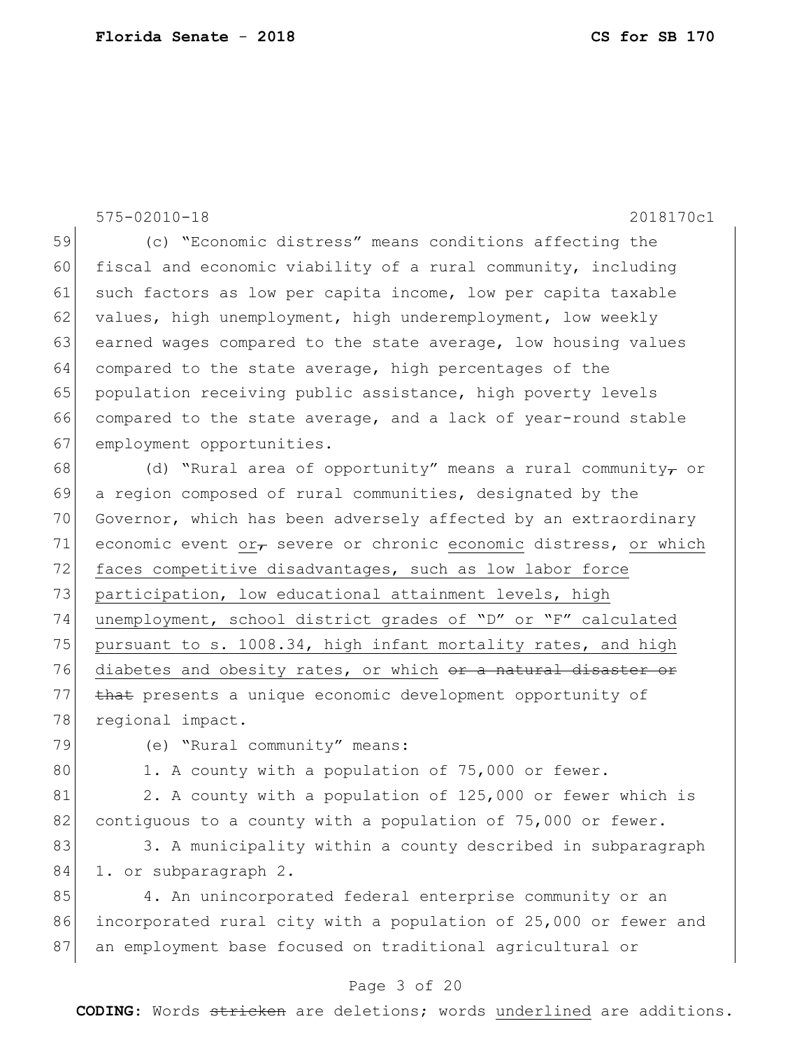(c) "Economic distress" means conditions affecting the fiscal and economic viability of a rural community, including such factors as low per capita income, low per capita taxable values, high unemployment, high underemployment, low weekly earned wages compared to the state average, low housing values compared to the state average, high percentages of the population receiving public assistance, high poverty levels compared to the state average, and a lack of year-round stable employment opportunities.

(d) "Rural area of opportunity" means a rural community~~,~~ or a region composed of rural communities, designated by the Governor, which has been adversely affected by an extraordinary economic event <u>or</u>~~,~~ severe or chronic <u>economic</u> distress, <u>or which faces competitive disadvantages, such as low labor force participation, low educational attainment levels, high unemployment, school district grades of "D" or "F" calculated pursuant to s. 1008.34, high infant mortality rates, and high diabetes and obesity rates, or which</u> ~~or a natural disaster or that~~ presents a unique economic development opportunity of regional impact.

(e) "Rural community" means:

1. A county with a population of 75,000 or fewer.

2. A county with a population of 125,000 or fewer which is contiguous to a county with a population of 75,000 or fewer.

3. A municipality within a county described in subparagraph 1. or subparagraph 2.

4. An unincorporated federal enterprise community or an incorporated rural city with a population of 25,000 or fewer and an employment base focused on traditional agricultural or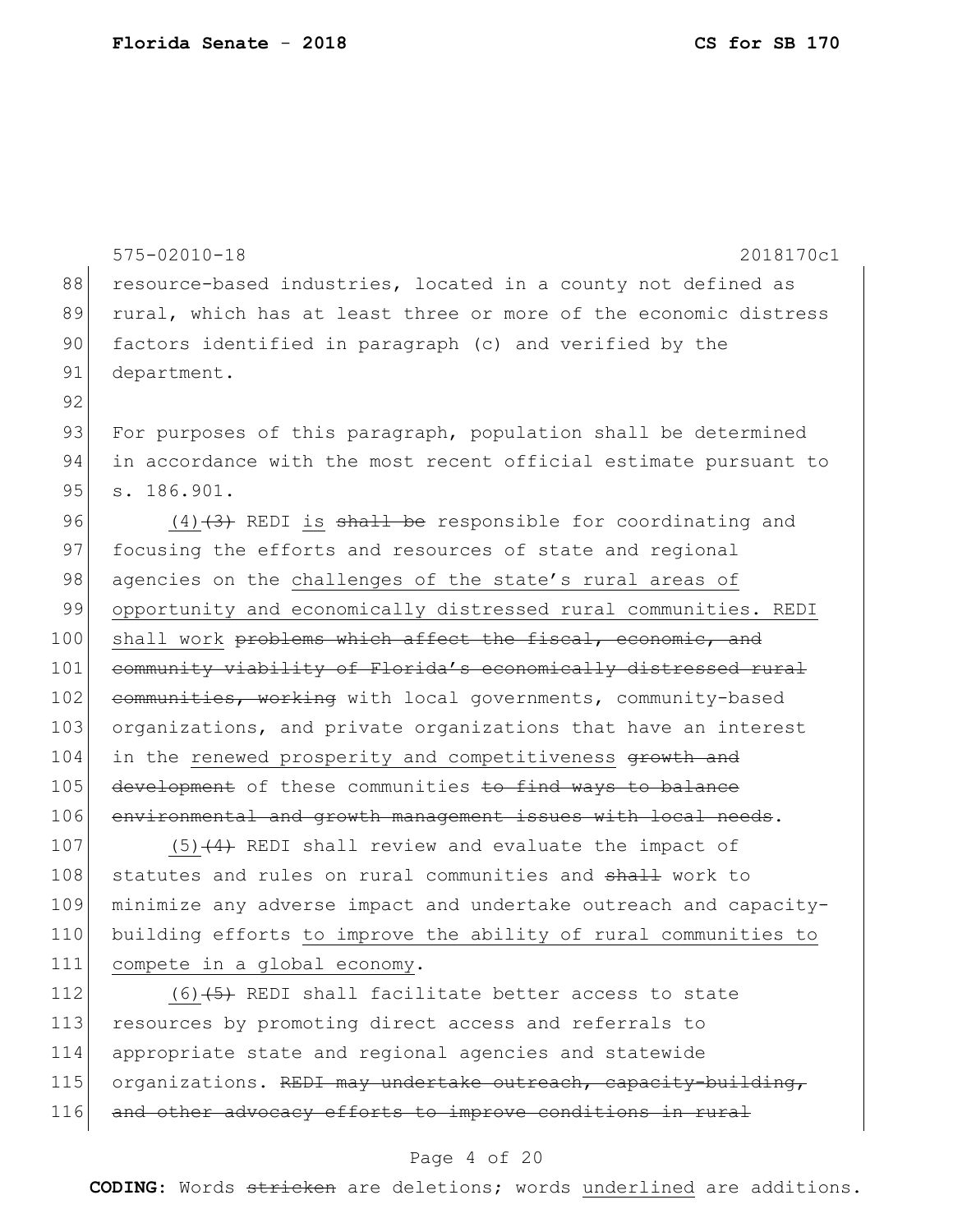resource-based industries, located in a county not defined as rural, which has at least three or more of the economic distress factors identified in paragraph (c) and verified by the department.

For purposes of this paragraph, population shall be determined in accordance with the most recent official estimate pursuant to s. 186.901.

(4)~~(3)~~ REDI is ~~shall be~~ responsible for coordinating and focusing the efforts and resources of state and regional agencies on the challenges of the state's rural areas of opportunity and economically distressed rural communities. REDI shall work ~~problems which affect the fiscal, economic, and community viability of Florida's economically distressed rural communities, working~~ with local governments, community-based organizations, and private organizations that have an interest in the renewed prosperity and competitiveness ~~growth and development~~ of these communities ~~to find ways to balance environmental and growth management issues with local needs~~.

(5)~~(4)~~ REDI shall review and evaluate the impact of statutes and rules on rural communities and ~~shall~~ work to minimize any adverse impact and undertake outreach and capacity-building efforts to improve the ability of rural communities to compete in a global economy.

(6)~~(5)~~ REDI shall facilitate better access to state resources by promoting direct access and referrals to appropriate state and regional agencies and statewide organizations. ~~REDI may undertake outreach, capacity-building, and other advocacy efforts to improve conditions in rural~~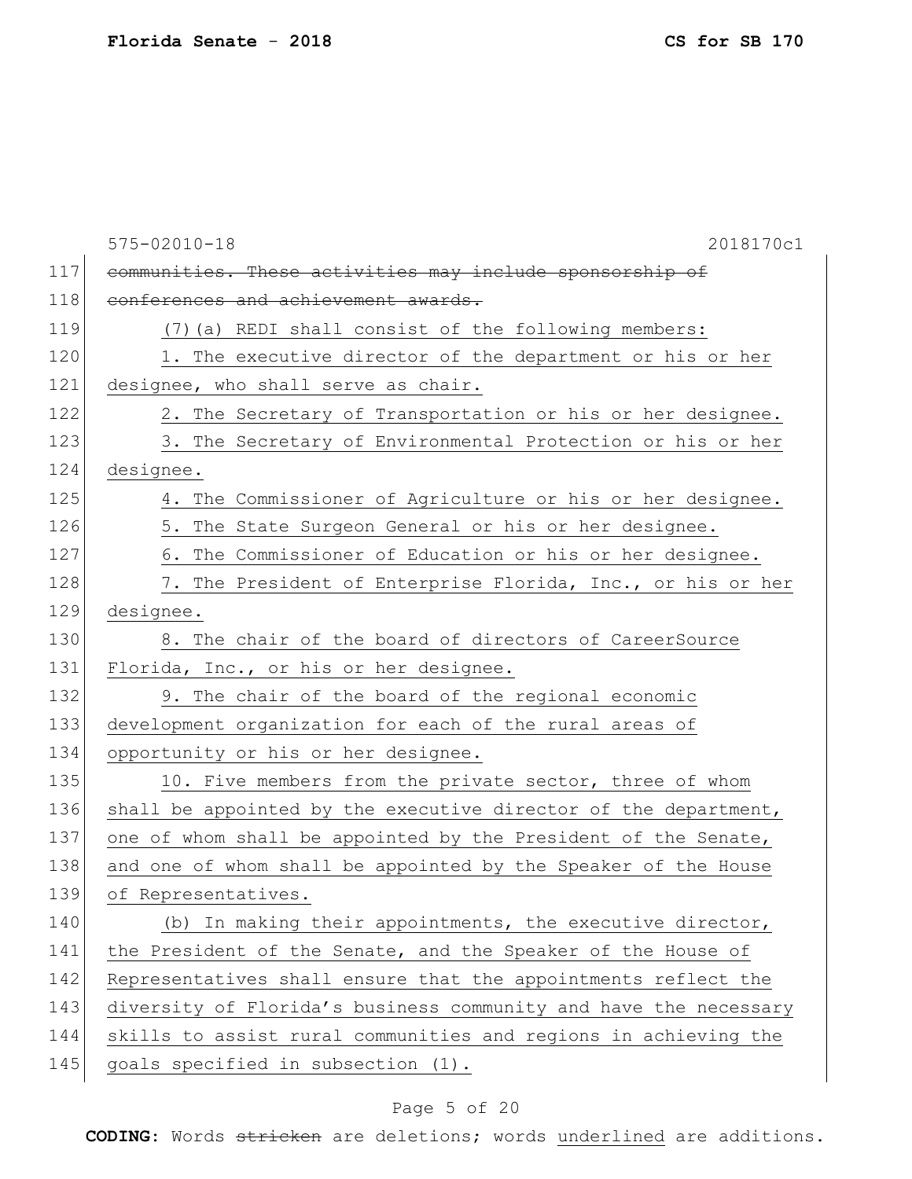575-02010-18 2018170c1

117 ~~communities. These activities may include sponsorship of~~
118 ~~conferences and achievement awards.~~
119 (7)(a) REDI shall consist of the following members:
120 1. The executive director of the department or his or her
121 designee, who shall serve as chair.
122 2. The Secretary of Transportation or his or her designee.
123 3. The Secretary of Environmental Protection or his or her
124 designee.
125 4. The Commissioner of Agriculture or his or her designee.
126 5. The State Surgeon General or his or her designee.
127 6. The Commissioner of Education or his or her designee.
128 7. The President of Enterprise Florida, Inc., or his or her
129 designee.
130 8. The chair of the board of directors of CareerSource
131 Florida, Inc., or his or her designee.
132 9. The chair of the board of the regional economic
133 development organization for each of the rural areas of
134 opportunity or his or her designee.
135 10. Five members from the private sector, three of whom
136 shall be appointed by the executive director of the department,
137 one of whom shall be appointed by the President of the Senate,
138 and one of whom shall be appointed by the Speaker of the House
139 of Representatives.
140 (b) In making their appointments, the executive director,
141 the President of the Senate, and the Speaker of the House of
142 Representatives shall ensure that the appointments reflect the
143 diversity of Florida's business community and have the necessary
144 skills to assist rural communities and regions in achieving the
145 goals specified in subsection (1).

**CODING:** Words ~~stricken~~ are deletions; words underlined are additions.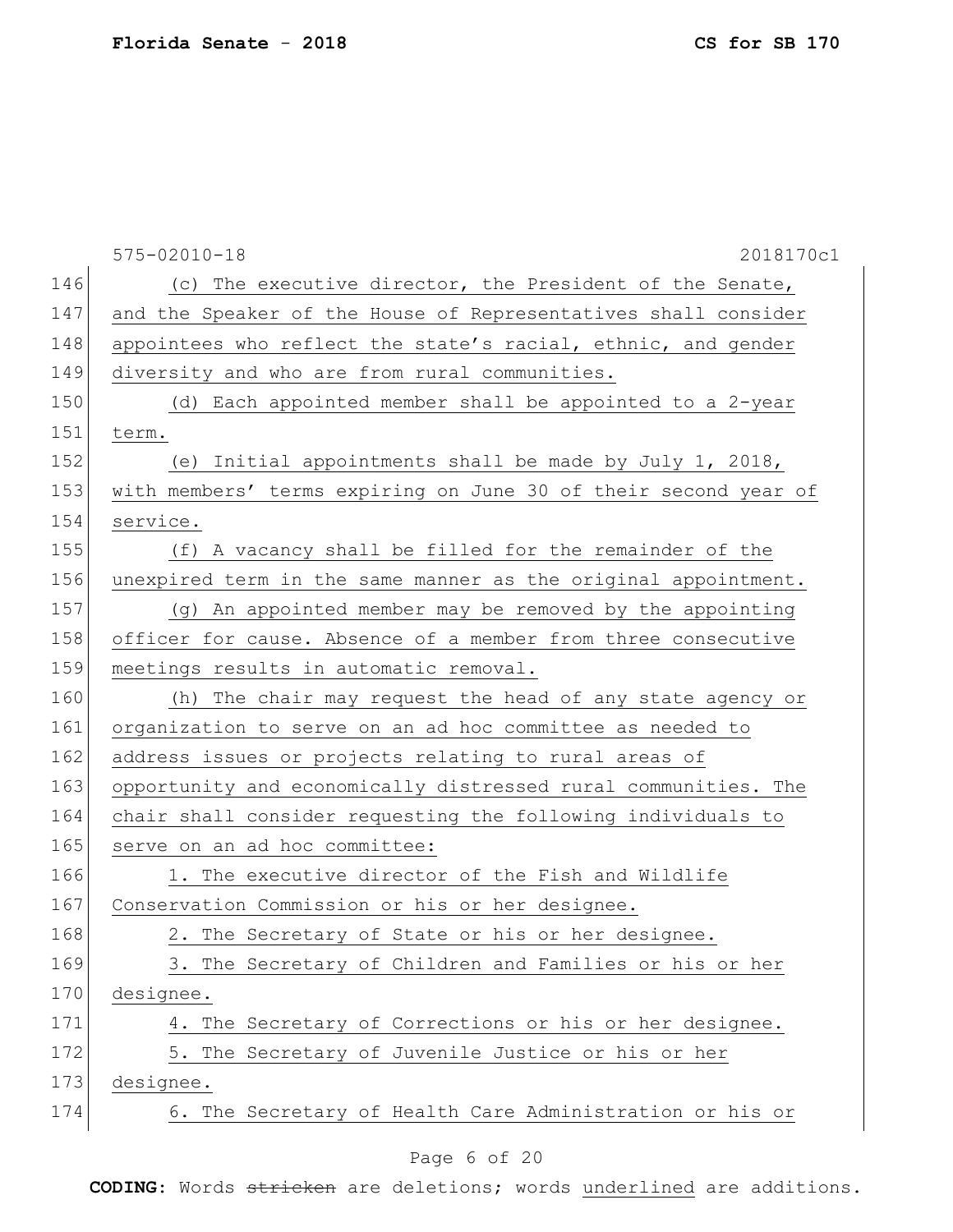(c) The executive director, the President of the Senate, and the Speaker of the House of Representatives shall consider appointees who reflect the state's racial, ethnic, and gender diversity and who are from rural communities.

(d) Each appointed member shall be appointed to a 2-year term.

(e) Initial appointments shall be made by July 1, 2018, with members' terms expiring on June 30 of their second year of service.

(f) A vacancy shall be filled for the remainder of the unexpired term in the same manner as the original appointment.

(g) An appointed member may be removed by the appointing officer for cause. Absence of a member from three consecutive meetings results in automatic removal.

(h) The chair may request the head of any state agency or organization to serve on an ad hoc committee as needed to address issues or projects relating to rural areas of opportunity and economically distressed rural communities. The chair shall consider requesting the following individuals to serve on an ad hoc committee:

1. The executive director of the Fish and Wildlife Conservation Commission or his or her designee.
2. The Secretary of State or his or her designee.
3. The Secretary of Children and Families or his or her designee.
4. The Secretary of Corrections or his or her designee.
5. The Secretary of Juvenile Justice or his or her designee.
6. The Secretary of Health Care Administration or his or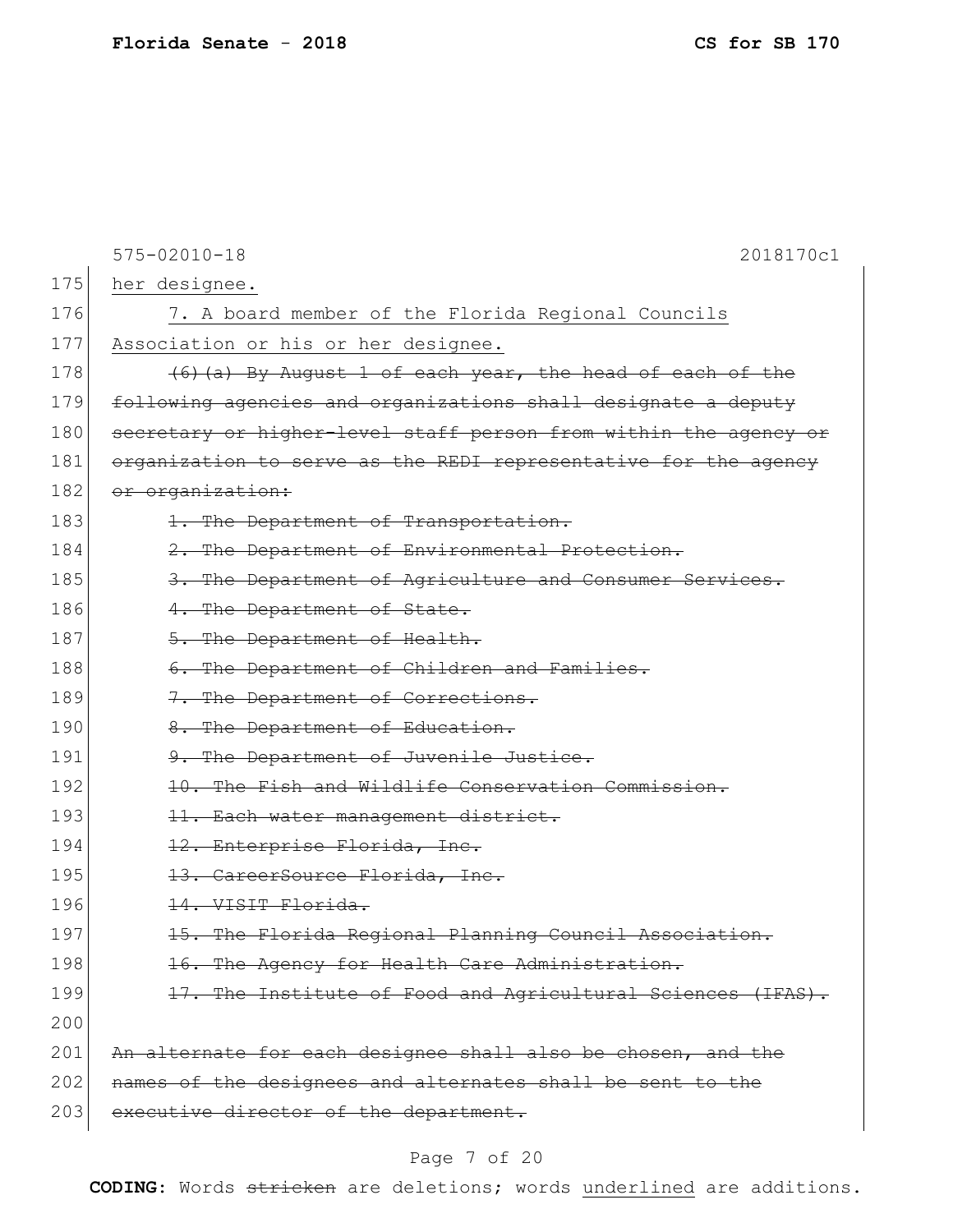her designee.

<u>7. A board member of the Florida Regional Councils Association or his or her designee.</u>

~~(6)(a) By August 1 of each year, the head of each of the following agencies and organizations shall designate a deputy secretary or higher-level staff person from within the agency or organization to serve as the REDI representative for the agency or organization:~~

~~1. The Department of Transportation.~~

~~2. The Department of Environmental Protection.~~

~~3. The Department of Agriculture and Consumer Services.~~

~~4. The Department of State.~~

~~5. The Department of Health.~~

~~6. The Department of Children and Families.~~

~~7. The Department of Corrections.~~

~~8. The Department of Education.~~

~~9. The Department of Juvenile Justice.~~

~~10. The Fish and Wildlife Conservation Commission.~~

~~11. Each water management district.~~

~~12. Enterprise Florida, Inc.~~

~~13. CareerSource Florida, Inc.~~

~~14. VISIT Florida.~~

~~15. The Florida Regional Planning Council Association.~~

~~16. The Agency for Health Care Administration.~~

~~17. The Institute of Food and Agricultural Sciences (IFAS).~~

~~An alternate for each designee shall also be chosen, and the names of the designees and alternates shall be sent to the executive director of the department.~~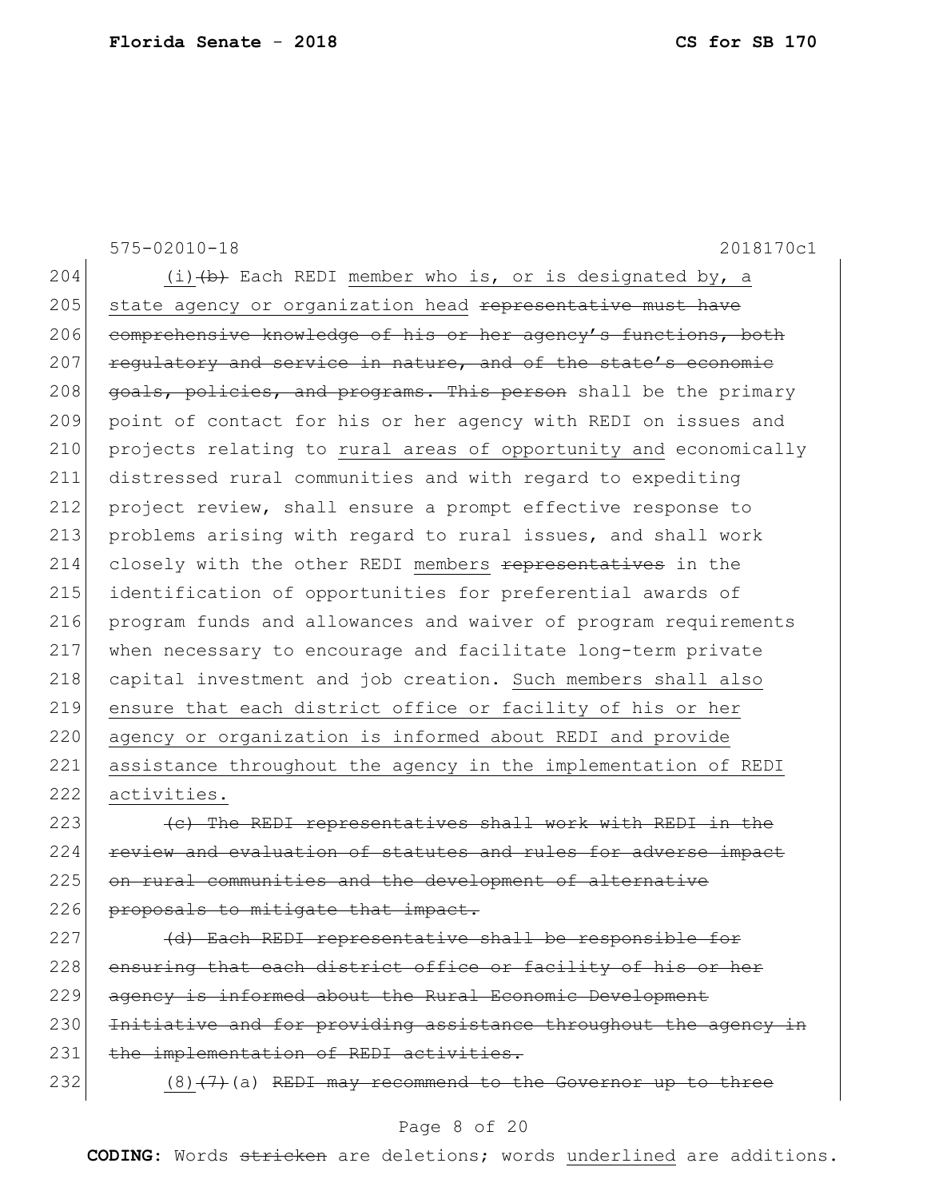575-02010-18 2018170c1

204 (i)~~(b)~~ Each REDI <u>member who is, or is designated by, a</u>
205 <u>state agency or organization head</u> ~~representative must have~~
206 ~~comprehensive knowledge of his or her agency's functions, both~~
207 ~~regulatory and service in nature, and of the state's economic~~
208 ~~goals, policies, and programs. This person~~ shall be the primary
209 point of contact for his or her agency with REDI on issues and
210 projects relating to <u>rural areas of opportunity and</u> economically
211 distressed rural communities and with regard to expediting
212 project review, shall ensure a prompt effective response to
213 problems arising with regard to rural issues, and shall work
214 closely with the other REDI <u>members</u> ~~representatives~~ in the
215 identification of opportunities for preferential awards of
216 program funds and allowances and waiver of program requirements
217 when necessary to encourage and facilitate long-term private
218 capital investment and job creation. <u>Such members shall also</u>
219 <u>ensure that each district office or facility of his or her</u>
220 <u>agency or organization is informed about REDI and provide</u>
221 <u>assistance throughout the agency in the implementation of REDI</u>
222 <u>activities.</u>

223 ~~(c) The REDI representatives shall work with REDI in the~~
224 ~~review and evaluation of statutes and rules for adverse impact~~
225 ~~on rural communities and the development of alternative~~
226 ~~proposals to mitigate that impact.~~

227 ~~(d) Each REDI representative shall be responsible for~~
228 ~~ensuring that each district office or facility of his or her~~
229 ~~agency is informed about the Rural Economic Development~~
230 ~~Initiative and for providing assistance throughout the agency in~~
231 ~~the implementation of REDI activities.~~

232 <u>(8)</u>~~(7)~~(a) ~~REDI may recommend to the Governor up to three~~

**CODING:** Words ~~stricken~~ are deletions; words <u>underlined</u> are additions.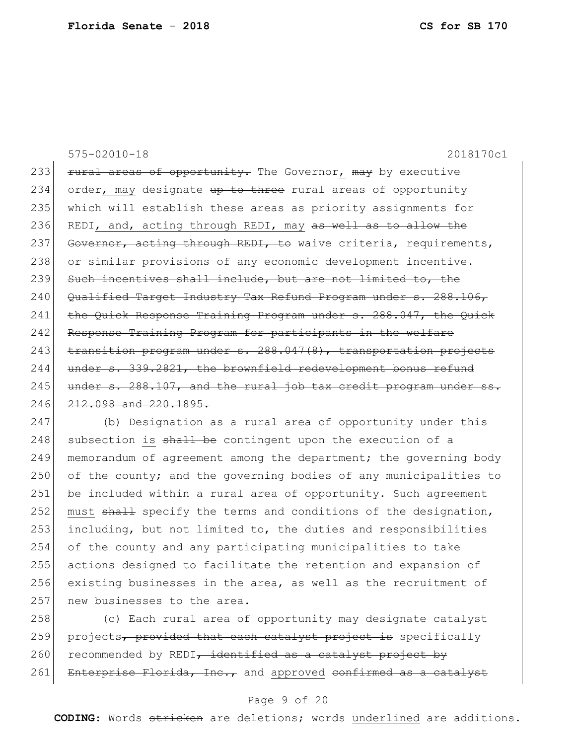233 ~~rural areas of opportunity.~~ The Governor, ~~may~~ by executive
234 order, may designate ~~up to three~~ rural areas of opportunity
235 which will establish these areas as priority assignments for
236 REDI, and, acting through REDI, may ~~as well as to allow the~~
237 ~~Governor, acting through REDI, to~~ waive criteria, requirements,
238 or similar provisions of any economic development incentive.
239 ~~Such incentives shall include, but are not limited to, the~~
240 ~~Qualified Target Industry Tax Refund Program under s. 288.106,~~
241 ~~the Quick Response Training Program under s. 288.047, the Quick~~
242 ~~Response Training Program for participants in the welfare~~
243 ~~transition program under s. 288.047(8), transportation projects~~
244 ~~under s. 339.2821, the brownfield redevelopment bonus refund~~
245 ~~under s. 288.107, and the rural job tax credit program under ss.~~
246 ~~212.098 and 220.1895.~~

247 (b) Designation as a rural area of opportunity under this
248 subsection <u>is</u> ~~shall be~~ contingent upon the execution of a
249 memorandum of agreement among the department; the governing body
250 of the county; and the governing bodies of any municipalities to
251 be included within a rural area of opportunity. Such agreement
252 <u>must</u> ~~shall~~ specify the terms and conditions of the designation,
253 including, but not limited to, the duties and responsibilities
254 of the county and any participating municipalities to take
255 actions designed to facilitate the retention and expansion of
256 existing businesses in the area, as well as the recruitment of
257 new businesses to the area.

258 (c) Each rural area of opportunity may designate catalyst
259 projects~~, provided that each catalyst project is~~ specifically
260 recommended by REDI~~, identified as a catalyst project by~~
261 ~~Enterprise Florida, Inc.,~~ and <u>approved</u> ~~confirmed as a catalyst~~

**CODING:** Words ~~stricken~~ are deletions; words <u>underlined</u> are additions.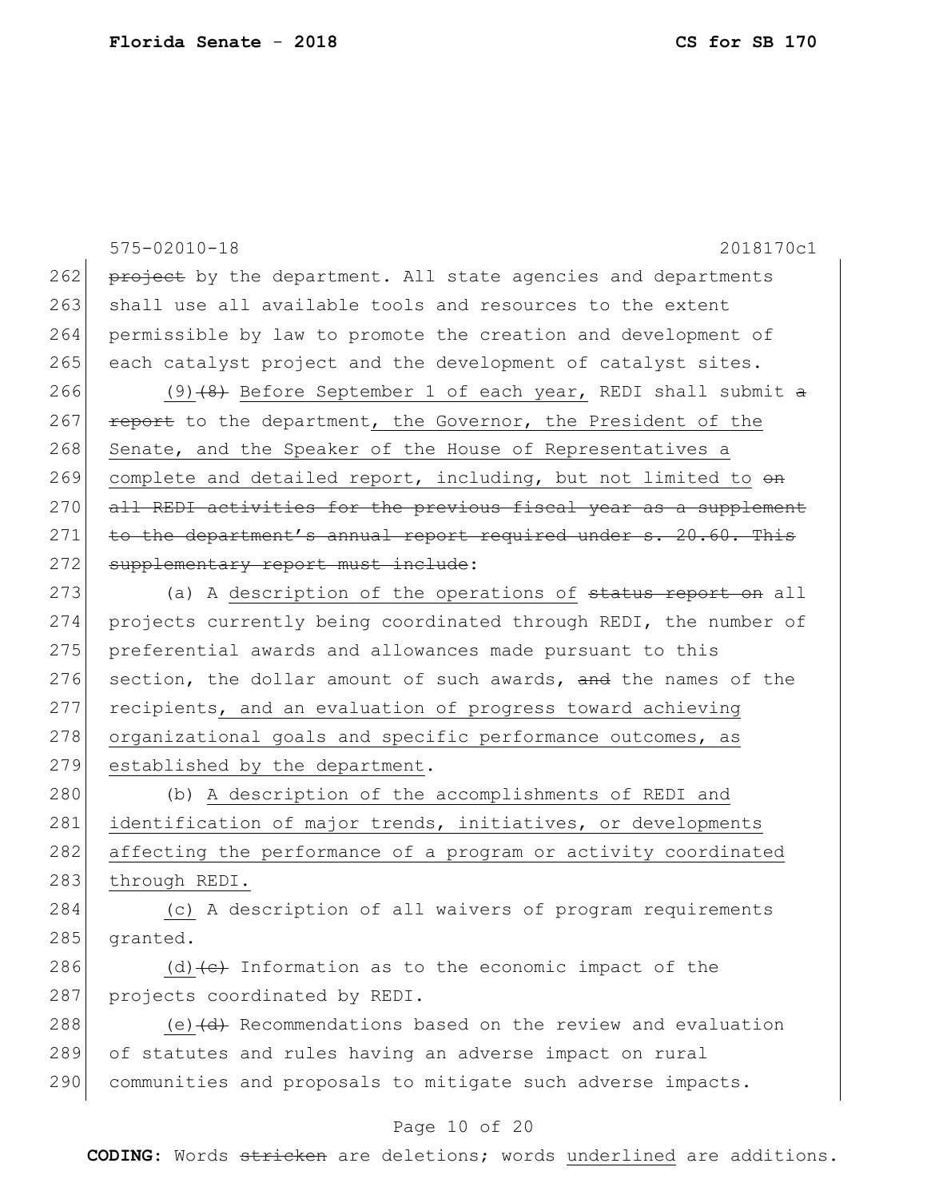project by the department. All state agencies and departments shall use all available tools and resources to the extent permissible by law to promote the creation and development of each catalyst project and the development of catalyst sites.

(9)~~(8)~~ Before September 1 of each year, REDI shall submit ~~a report~~ to the department, the Governor, the President of the Senate, and the Speaker of the House of Representatives a complete and detailed report, including, but not limited to ~~on all REDI activities for the previous fiscal year as a supplement to the department's annual report required under s. 20.60. This supplementary report must include~~:

(a) A description of the operations of ~~status report on~~ all projects currently being coordinated through REDI, the number of preferential awards and allowances made pursuant to this section, the dollar amount of such awards, ~~and~~ the names of the recipients, and an evaluation of progress toward achieving organizational goals and specific performance outcomes, as established by the department.

(b) A description of the accomplishments of REDI and identification of major trends, initiatives, or developments affecting the performance of a program or activity coordinated through REDI.

(c) A description of all waivers of program requirements granted.

(d)~~(c)~~ Information as to the economic impact of the projects coordinated by REDI.

(e)~~(d)~~ Recommendations based on the review and evaluation of statutes and rules having an adverse impact on rural communities and proposals to mitigate such adverse impacts.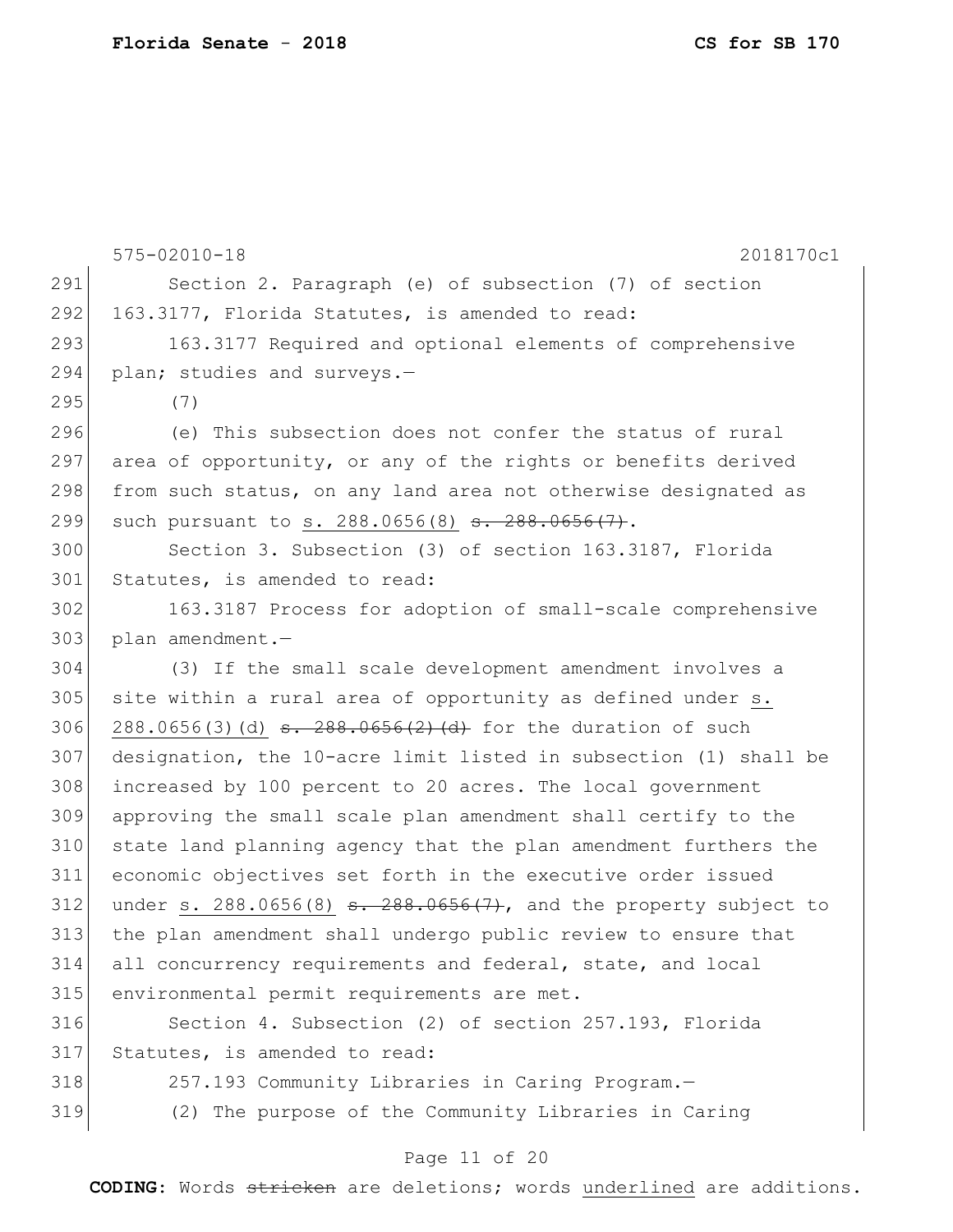Section 2. Paragraph (e) of subsection (7) of section 163.3177, Florida Statutes, is amended to read:

163.3177 Required and optional elements of comprehensive plan; studies and surveys.—

(7)

(e) This subsection does not confer the status of rural area of opportunity, or any of the rights or benefits derived from such status, on any land area not otherwise designated as such pursuant to <u>s. 288.0656(8)</u> ~~s. 288.0656(7)~~.

Section 3. Subsection (3) of section 163.3187, Florida Statutes, is amended to read:

163.3187 Process for adoption of small-scale comprehensive plan amendment.—

(3) If the small scale development amendment involves a site within a rural area of opportunity as defined under <u>s. 288.0656(3)(d)</u> ~~s. 288.0656(2)(d)~~ for the duration of such designation, the 10-acre limit listed in subsection (1) shall be increased by 100 percent to 20 acres. The local government approving the small scale plan amendment shall certify to the state land planning agency that the plan amendment furthers the economic objectives set forth in the executive order issued under <u>s. 288.0656(8)</u> ~~s. 288.0656(7)~~, and the property subject to the plan amendment shall undergo public review to ensure that all concurrency requirements and federal, state, and local environmental permit requirements are met.

Section 4. Subsection (2) of section 257.193, Florida Statutes, is amended to read:

257.193 Community Libraries in Caring Program.—

(2) The purpose of the Community Libraries in Caring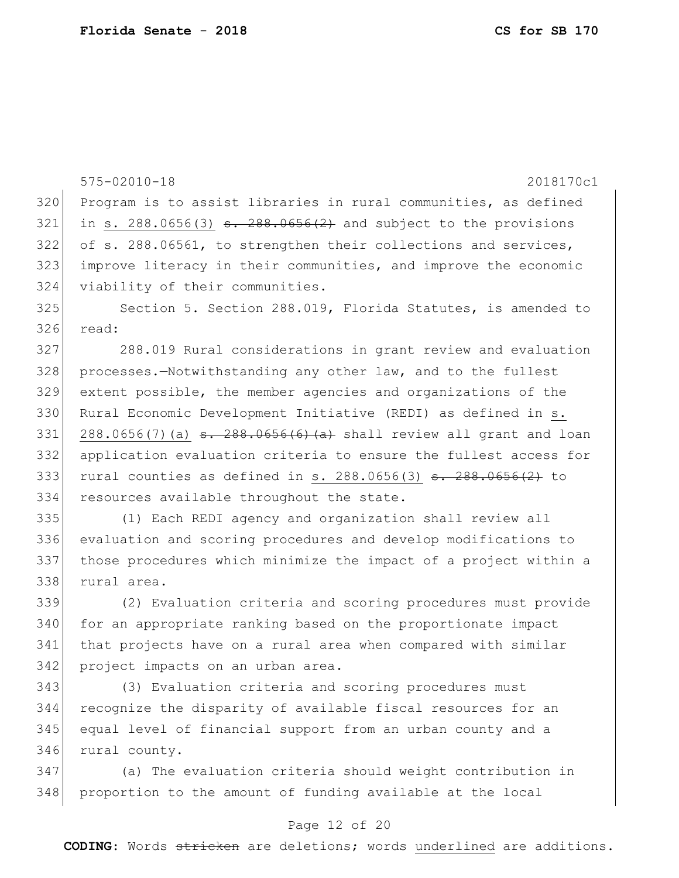575-02010-18 2018170c1

Program is to assist libraries in rural communities, as defined in <u>s. 288.0656(3)</u> ~~s. 288.0656(2)~~ and subject to the provisions of s. 288.06561, to strengthen their collections and services, improve literacy in their communities, and improve the economic viability of their communities.

Section 5. Section 288.019, Florida Statutes, is amended to read:

288.019 Rural considerations in grant review and evaluation processes.—Notwithstanding any other law, and to the fullest extent possible, the member agencies and organizations of the Rural Economic Development Initiative (REDI) as defined in <u>s. 288.0656(7)(a)</u> ~~s. 288.0656(6)(a)~~ shall review all grant and loan application evaluation criteria to ensure the fullest access for rural counties as defined in <u>s. 288.0656(3)</u> ~~s. 288.0656(2)~~ to resources available throughout the state.

(1) Each REDI agency and organization shall review all evaluation and scoring procedures and develop modifications to those procedures which minimize the impact of a project within a rural area.

(2) Evaluation criteria and scoring procedures must provide for an appropriate ranking based on the proportionate impact that projects have on a rural area when compared with similar project impacts on an urban area.

(3) Evaluation criteria and scoring procedures must recognize the disparity of available fiscal resources for an equal level of financial support from an urban county and a rural county.

(a) The evaluation criteria should weight contribution in proportion to the amount of funding available at the local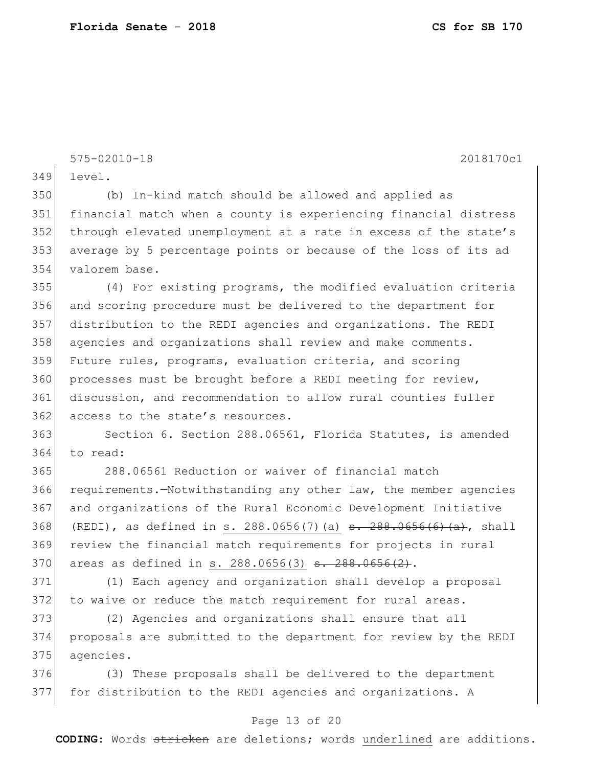575-02010-18 2018170c1

level.

(b) In-kind match should be allowed and applied as financial match when a county is experiencing financial distress through elevated unemployment at a rate in excess of the state's average by 5 percentage points or because of the loss of its ad valorem base.

(4) For existing programs, the modified evaluation criteria and scoring procedure must be delivered to the department for distribution to the REDI agencies and organizations. The REDI agencies and organizations shall review and make comments. Future rules, programs, evaluation criteria, and scoring processes must be brought before a REDI meeting for review, discussion, and recommendation to allow rural counties fuller access to the state's resources.

Section 6. Section 288.06561, Florida Statutes, is amended to read:

288.06561 Reduction or waiver of financial match requirements.—Notwithstanding any other law, the member agencies and organizations of the Rural Economic Development Initiative (REDI), as defined in s. 288.0656(7)(a) ~~s. 288.0656(6)(a)~~, shall review the financial match requirements for projects in rural areas as defined in s. 288.0656(3) ~~s. 288.0656(2)~~.

(1) Each agency and organization shall develop a proposal to waive or reduce the match requirement for rural areas.

(2) Agencies and organizations shall ensure that all proposals are submitted to the department for review by the REDI agencies.

(3) These proposals shall be delivered to the department for distribution to the REDI agencies and organizations. A

**CODING:** Words ~~stricken~~ are deletions; words underlined are additions.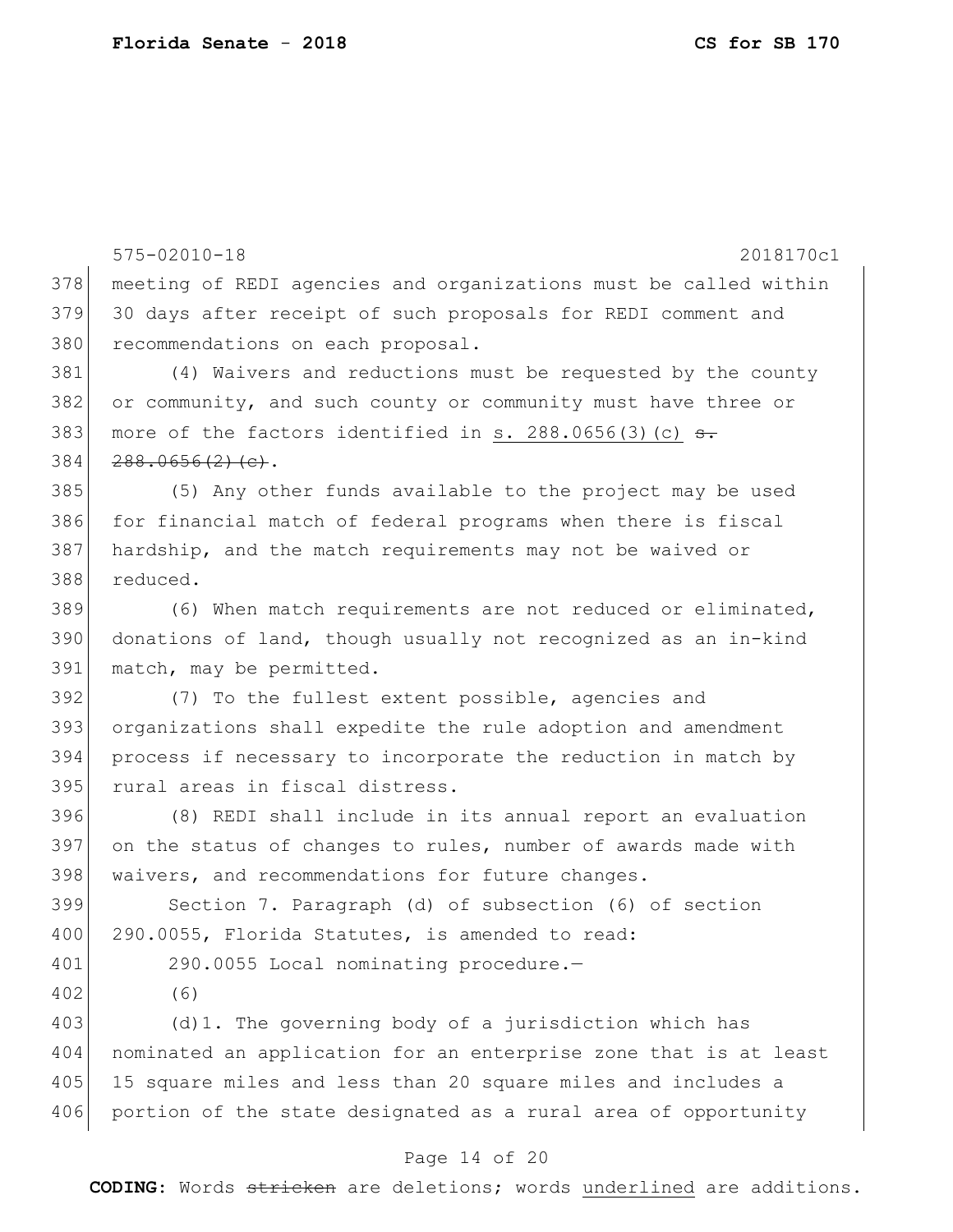meeting of REDI agencies and organizations must be called within 30 days after receipt of such proposals for REDI comment and recommendations on each proposal.

(4) Waivers and reductions must be requested by the county or community, and such county or community must have three or more of the factors identified in <u>s. 288.0656(3)(c)</u> ~~s. 288.0656(2)(c)~~.

(5) Any other funds available to the project may be used for financial match of federal programs when there is fiscal hardship, and the match requirements may not be waived or reduced.

(6) When match requirements are not reduced or eliminated, donations of land, though usually not recognized as an in-kind match, may be permitted.

(7) To the fullest extent possible, agencies and organizations shall expedite the rule adoption and amendment process if necessary to incorporate the reduction in match by rural areas in fiscal distress.

(8) REDI shall include in its annual report an evaluation on the status of changes to rules, number of awards made with waivers, and recommendations for future changes.

Section 7. Paragraph (d) of subsection (6) of section 290.0055, Florida Statutes, is amended to read:

290.0055 Local nominating procedure.—

(6)

(d)1. The governing body of a jurisdiction which has nominated an application for an enterprise zone that is at least 15 square miles and less than 20 square miles and includes a portion of the state designated as a rural area of opportunity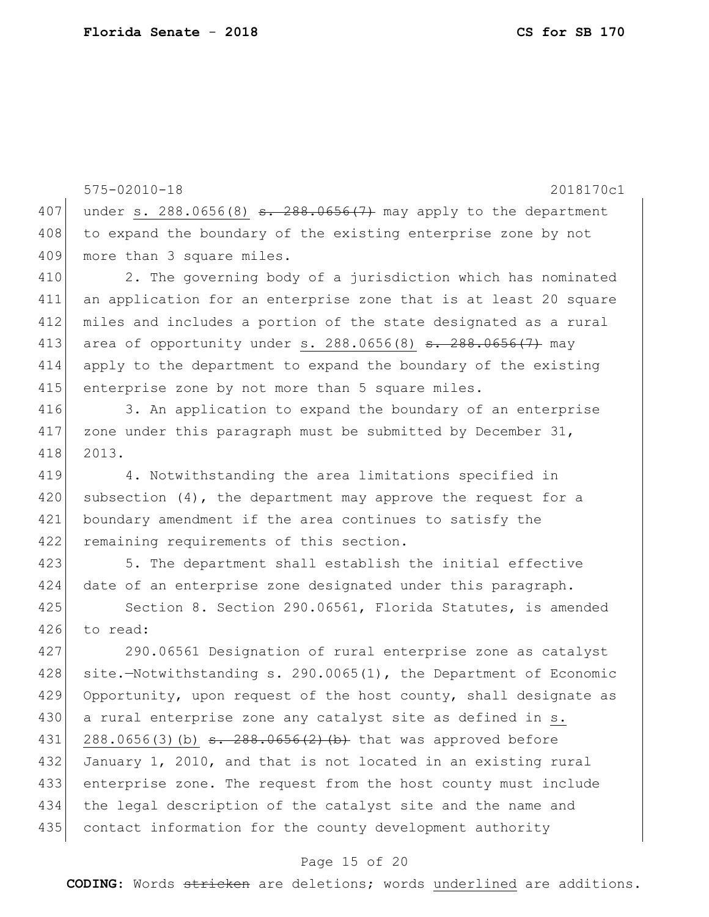575-02010-18 2018170c1

under <u>s. 288.0656(8)</u> ~~s. 288.0656(7)~~ may apply to the department to expand the boundary of the existing enterprise zone by not more than 3 square miles.

2. The governing body of a jurisdiction which has nominated an application for an enterprise zone that is at least 20 square miles and includes a portion of the state designated as a rural area of opportunity under <u>s. 288.0656(8)</u> ~~s. 288.0656(7)~~ may apply to the department to expand the boundary of the existing enterprise zone by not more than 5 square miles.

3. An application to expand the boundary of an enterprise zone under this paragraph must be submitted by December 31, 2013.

4. Notwithstanding the area limitations specified in subsection (4), the department may approve the request for a boundary amendment if the area continues to satisfy the remaining requirements of this section.

5. The department shall establish the initial effective date of an enterprise zone designated under this paragraph.

Section 8. Section 290.06561, Florida Statutes, is amended to read:

290.06561 Designation of rural enterprise zone as catalyst site.—Notwithstanding s. 290.0065(1), the Department of Economic Opportunity, upon request of the host county, shall designate as a rural enterprise zone any catalyst site as defined in <u>s. 288.0656(3)(b)</u> ~~s. 288.0656(2)(b)~~ that was approved before January 1, 2010, and that is not located in an existing rural enterprise zone. The request from the host county must include the legal description of the catalyst site and the name and contact information for the county development authority

**CODING:** Words ~~stricken~~ are deletions; words <u>underlined</u> are additions.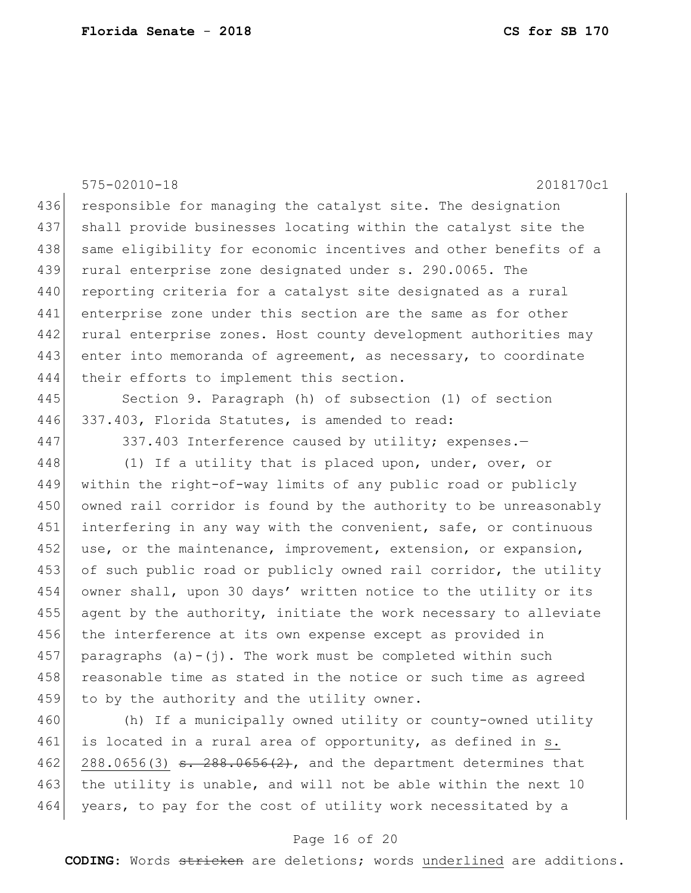575-02010-18 2018170c1

436 responsible for managing the catalyst site. The designation
437 shall provide businesses locating within the catalyst site the
438 same eligibility for economic incentives and other benefits of a
439 rural enterprise zone designated under s. 290.0065. The
440 reporting criteria for a catalyst site designated as a rural
441 enterprise zone under this section are the same as for other
442 rural enterprise zones. Host county development authorities may
443 enter into memoranda of agreement, as necessary, to coordinate
444 their efforts to implement this section.

445 Section 9. Paragraph (h) of subsection (1) of section
446 337.403, Florida Statutes, is amended to read:

447 337.403 Interference caused by utility; expenses.—

448 (1) If a utility that is placed upon, under, over, or
449 within the right-of-way limits of any public road or publicly
450 owned rail corridor is found by the authority to be unreasonably
451 interfering in any way with the convenient, safe, or continuous
452 use, or the maintenance, improvement, extension, or expansion,
453 of such public road or publicly owned rail corridor, the utility
454 owner shall, upon 30 days' written notice to the utility or its
455 agent by the authority, initiate the work necessary to alleviate
456 the interference at its own expense except as provided in
457 paragraphs (a)-(j). The work must be completed within such
458 reasonable time as stated in the notice or such time as agreed
459 to by the authority and the utility owner.

460 (h) If a municipally owned utility or county-owned utility
461 is located in a rural area of opportunity, as defined in <u>s.</u>
462 <u>288.0656(3)</u> ~~s. 288.0656(2)~~, and the department determines that
463 the utility is unable, and will not be able within the next 10
464 years, to pay for the cost of utility work necessitated by a

**CODING:** Words ~~stricken~~ are deletions; words <u>underlined</u> are additions.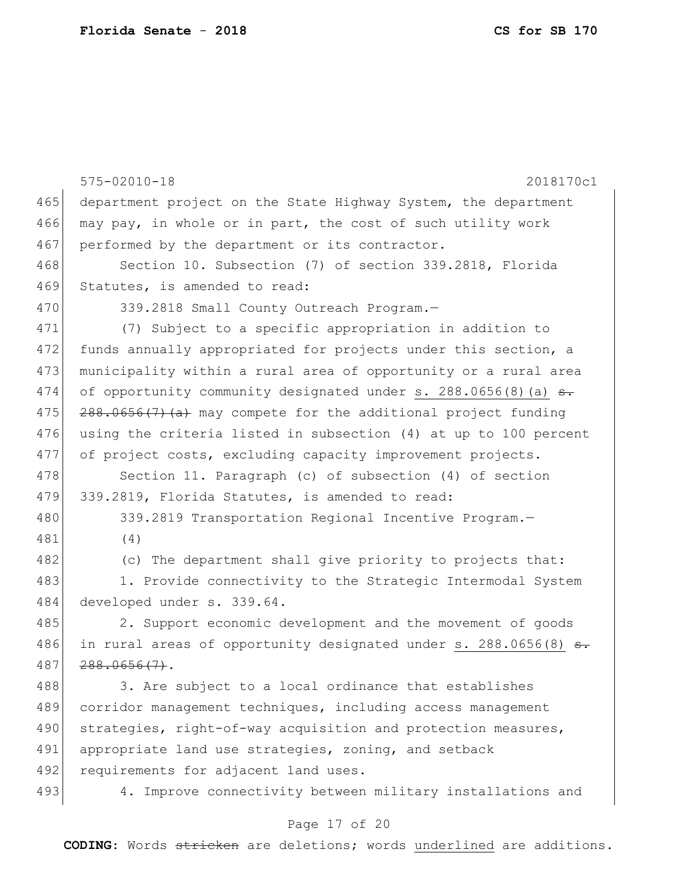department project on the State Highway System, the department may pay, in whole or in part, the cost of such utility work performed by the department or its contractor.

Section 10. Subsection (7) of section 339.2818, Florida Statutes, is amended to read:

339.2818 Small County Outreach Program.—

(7) Subject to a specific appropriation in addition to funds annually appropriated for projects under this section, a municipality within a rural area of opportunity or a rural area of opportunity community designated under <u>s. 288.0656(8)(a)</u> ~~s. 288.0656(7)(a)~~ may compete for the additional project funding using the criteria listed in subsection (4) at up to 100 percent of project costs, excluding capacity improvement projects.

Section 11. Paragraph (c) of subsection (4) of section 339.2819, Florida Statutes, is amended to read:

339.2819 Transportation Regional Incentive Program.—

(4)

(c) The department shall give priority to projects that:

1. Provide connectivity to the Strategic Intermodal System developed under s. 339.64.

2. Support economic development and the movement of goods in rural areas of opportunity designated under <u>s. 288.0656(8)</u> ~~s. 288.0656(7)~~.

3. Are subject to a local ordinance that establishes corridor management techniques, including access management strategies, right-of-way acquisition and protection measures, appropriate land use strategies, zoning, and setback requirements for adjacent land uses.

4. Improve connectivity between military installations and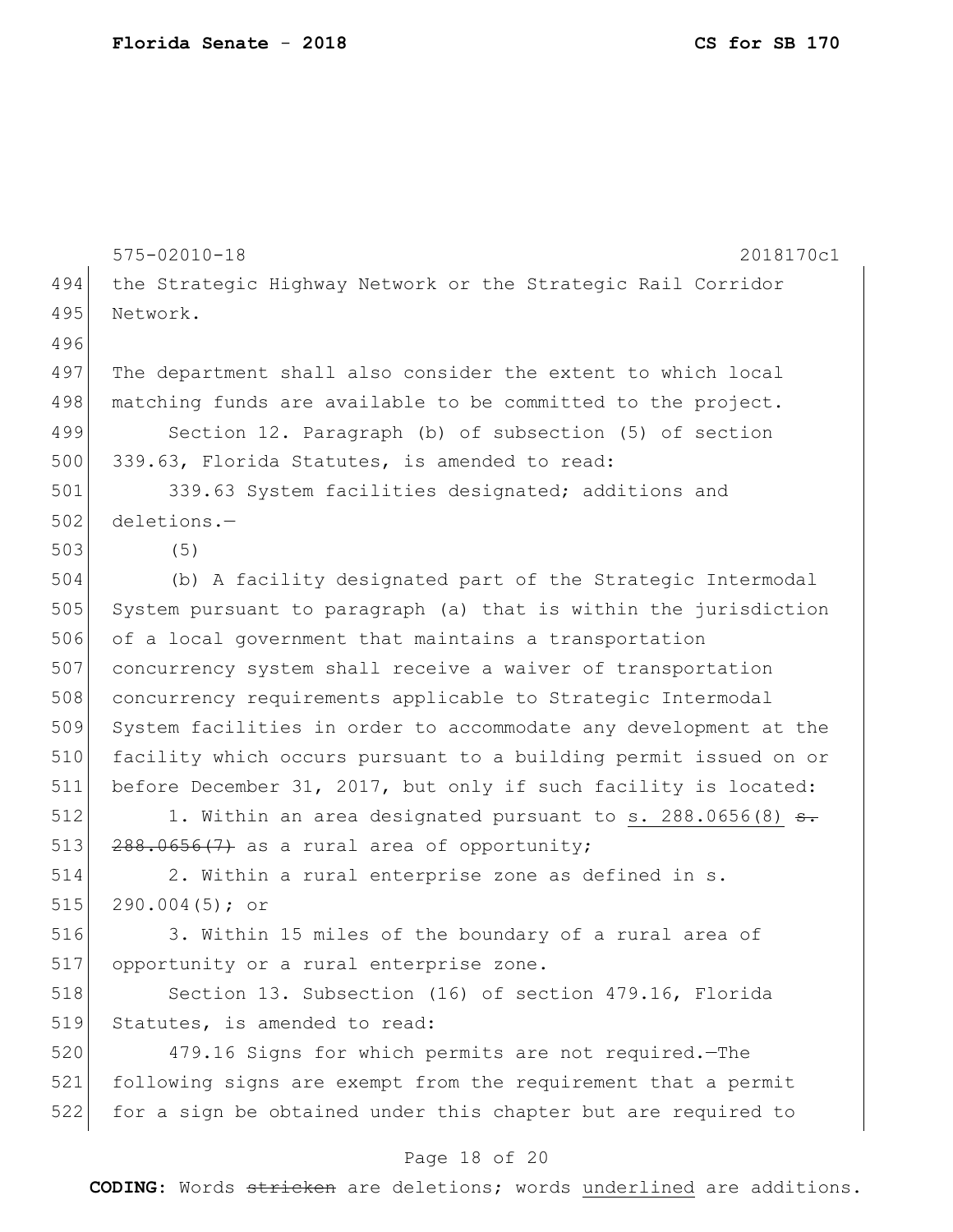the Strategic Highway Network or the Strategic Rail Corridor Network.

The department shall also consider the extent to which local matching funds are available to be committed to the project.

Section 12. Paragraph (b) of subsection (5) of section 339.63, Florida Statutes, is amended to read:

339.63 System facilities designated; additions and deletions.—

(5)

(b) A facility designated part of the Strategic Intermodal System pursuant to paragraph (a) that is within the jurisdiction of a local government that maintains a transportation concurrency system shall receive a waiver of transportation concurrency requirements applicable to Strategic Intermodal System facilities in order to accommodate any development at the facility which occurs pursuant to a building permit issued on or before December 31, 2017, but only if such facility is located:

1. Within an area designated pursuant to <u>s. 288.0656(8)</u> ~~s. 288.0656(7)~~ as a rural area of opportunity;

2. Within a rural enterprise zone as defined in s. 290.004(5); or

3. Within 15 miles of the boundary of a rural area of opportunity or a rural enterprise zone.

Section 13. Subsection (16) of section 479.16, Florida Statutes, is amended to read:

479.16 Signs for which permits are not required.—The following signs are exempt from the requirement that a permit for a sign be obtained under this chapter but are required to

**CODING:** Words ~~stricken~~ are deletions; words <u>underlined</u> are additions.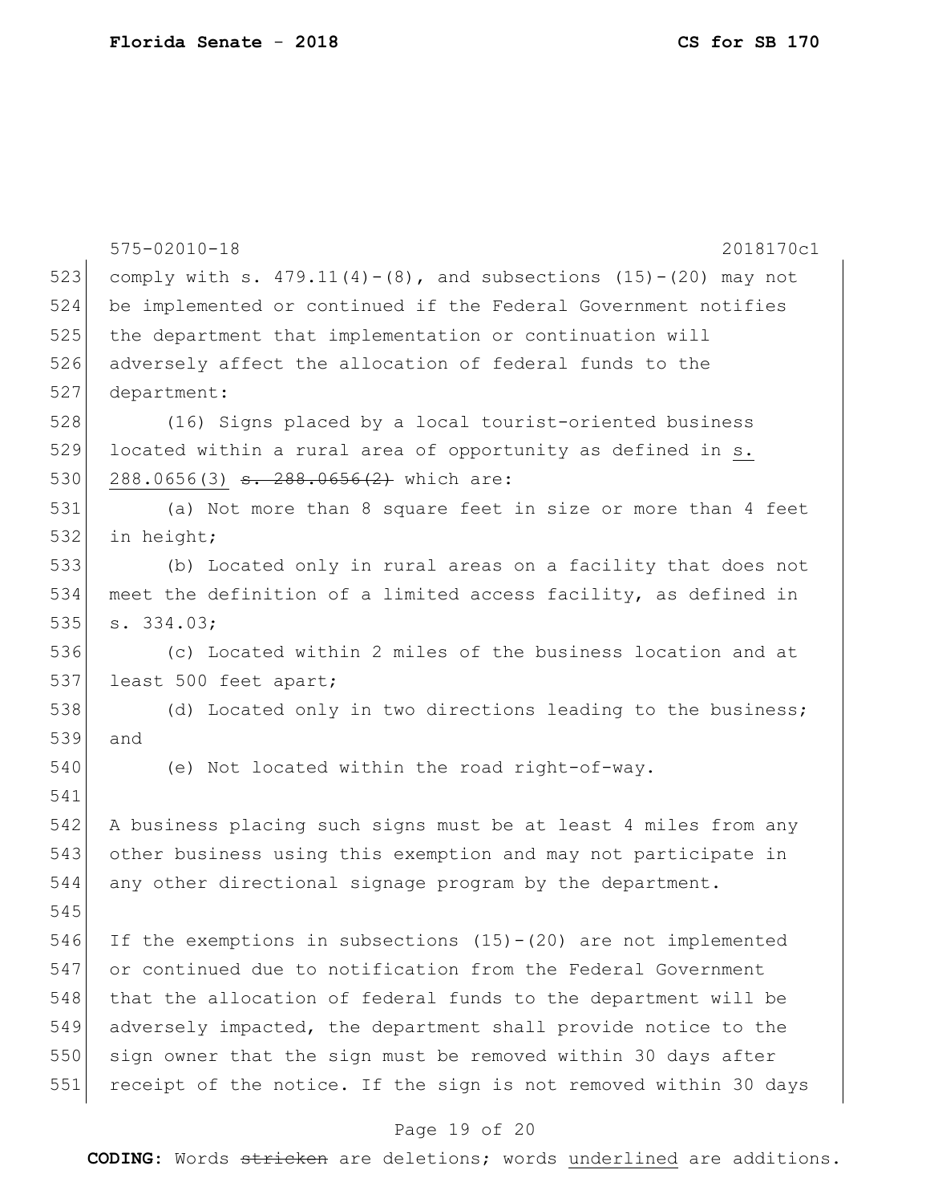575-02010-18 2018170c1

523 comply with s. 479.11(4)-(8), and subsections (15)-(20) may not
524 be implemented or continued if the Federal Government notifies
525 the department that implementation or continuation will
526 adversely affect the allocation of federal funds to the
527 department:

528 (16) Signs placed by a local tourist-oriented business
529 located within a rural area of opportunity as defined in <u>s.</u>
530 <u>288.0656(3)</u> ~~s. 288.0656(2)~~ which are:

531 (a) Not more than 8 square feet in size or more than 4 feet
532 in height;

533 (b) Located only in rural areas on a facility that does not
534 meet the definition of a limited access facility, as defined in
535 s. 334.03;

536 (c) Located within 2 miles of the business location and at
537 least 500 feet apart;

538 (d) Located only in two directions leading to the business;
539 and

540 (e) Not located within the road right-of-way.

541

542 A business placing such signs must be at least 4 miles from any
543 other business using this exemption and may not participate in
544 any other directional signage program by the department.

545

546 If the exemptions in subsections (15)-(20) are not implemented
547 or continued due to notification from the Federal Government
548 that the allocation of federal funds to the department will be
549 adversely impacted, the department shall provide notice to the
550 sign owner that the sign must be removed within 30 days after
551 receipt of the notice. If the sign is not removed within 30 days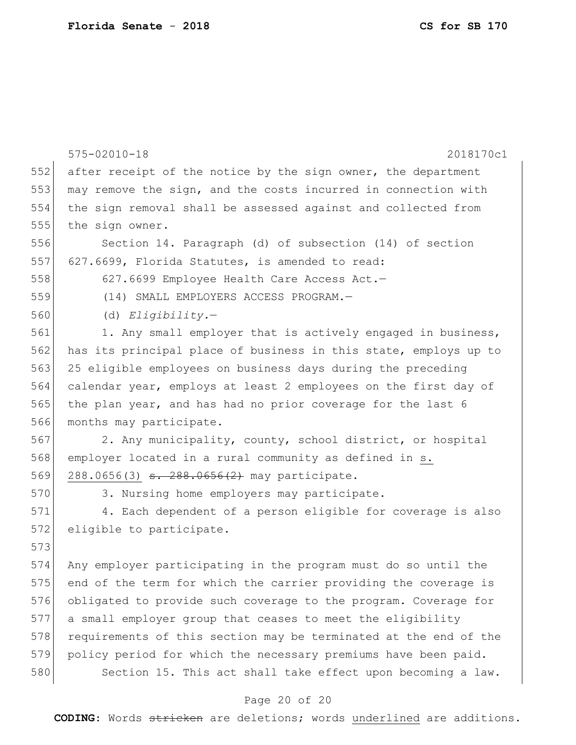after receipt of the notice by the sign owner, the department may remove the sign, and the costs incurred in connection with the sign removal shall be assessed against and collected from the sign owner.

Section 14. Paragraph (d) of subsection (14) of section 627.6699, Florida Statutes, is amended to read:

627.6699 Employee Health Care Access Act.—

(14) SMALL EMPLOYERS ACCESS PROGRAM.—

(d) *Eligibility.*—

1. Any small employer that is actively engaged in business, has its principal place of business in this state, employs up to 25 eligible employees on business days during the preceding calendar year, employs at least 2 employees on the first day of the plan year, and has had no prior coverage for the last 6 months may participate.

2. Any municipality, county, school district, or hospital employer located in a rural community as defined in <u>s. 288.0656(3)</u> ~~s. 288.0656(2)~~ may participate.

3. Nursing home employers may participate.

4. Each dependent of a person eligible for coverage is also eligible to participate.

Any employer participating in the program must do so until the end of the term for which the carrier providing the coverage is obligated to provide such coverage to the program. Coverage for a small employer group that ceases to meet the eligibility requirements of this section may be terminated at the end of the policy period for which the necessary premiums have been paid.

Section 15. This act shall take effect upon becoming a law.